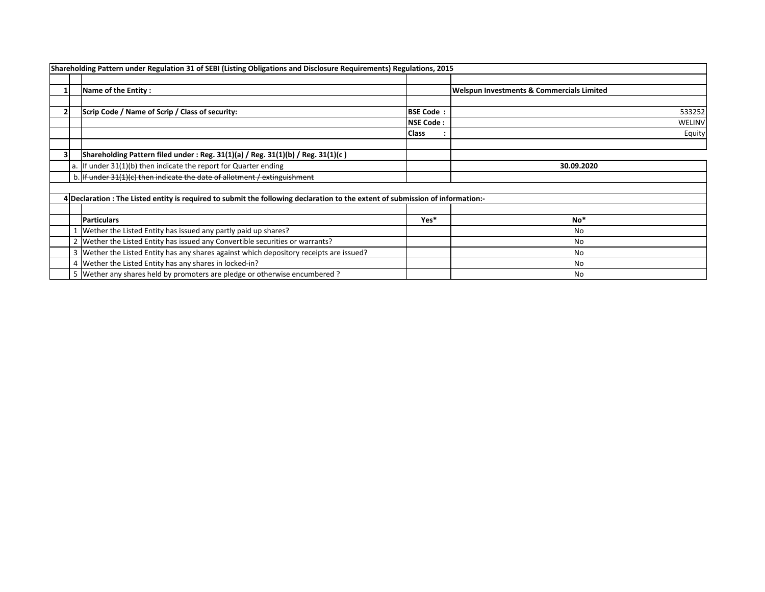| Shareholding Pattern under Regulation 31 of SEBI (Listing Obligations and Disclosure Requirements) Regulations, 2015 | | | | |
|---|---|---|---|---|
| | | | | |
| 1 | | Name of the Entity : | | Welspun Investments & Commercials Limited |
| | | | | |
| 2 | | Scrip Code / Name of Scrip / Class of security: | BSE Code : | 533252 |
| | | | NSE Code : | WELINV |
| | | | Class : | Equity |
| | | | | |
| 3 | | Shareholding Pattern filed under : Reg. 31(1)(a) / Reg. 31(1)(b) / Reg. 31(1)(c ) | | |
| | a. | If under 31(1)(b) then indicate the report for Quarter ending | | 30.09.2020 |
| | b. | ~~If under 31(1)(c) then indicate the date of allotment / extinguishment~~ | | |
| | | | | |
| 4 | Declaration : The Listed entity is required to submit the following declaration to the extent of submission of information:- | | | |
| | | | | |
| | | Particulars | Yes* | No* |
| | 1 | Wether the Listed Entity has issued any partly paid up shares? | | No |
| | 2 | Wether the Listed Entity has issued any Convertible securities or warrants? | | No |
| | 3 | Wether the Listed Entity has any shares against which depository receipts are issued? | | No |
| | 4 | Wether the Listed Entity has any shares in locked-in? | | No |
| | 5 | Wether any shares held by promoters are pledge or otherwise encumbered ? | | No |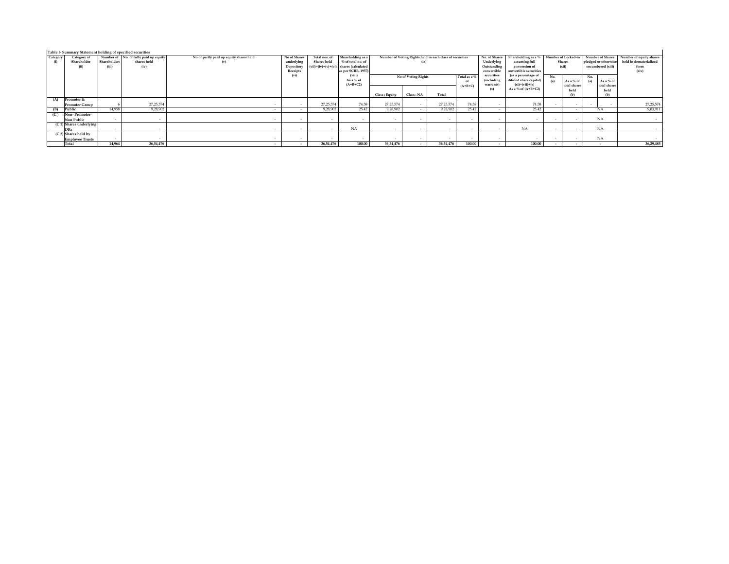Table I- Summary Statement holding of specified securities

| Category (i) | Category of Shareholder (ii) | Number of Shareholders (iii) | No. of fully paid up equity shares held (iv) | No of partly paid up equity shares held (v) | No of Shares underlying Depository Receipts (vi) | Total nos. of Shares held (vii)=(iv)+(v)+(vi) | Shareholding as a % of total no. of shares (calculated as per SCRR, 1957) (viii) As a % of (A+B+C2) | Number of Voting Rights held in each class of securities (ix) | | | | No. of Shares Underlying Outstanding convertible securities (including warrants) (x) | Shareholding as a % assuming full conversion of convertible securities (as a percentage of diluted share capital) (xi)=(vii)+(x) As a % of (A+B+C2) | Number of Locked-in Shares (xii) | | Number of Shares pledged or otherwise encumbered (xiii) | | Number of equity shares held in dematerialized form (xiv) |
|---|---|---|---|---|---|---|---|---|---|---|---|---|---|---|---|---|---|---|
| | | | | | | | | No of Voting Rights | | | Total as a % of (A+B+C) | | | No. (a) | As a % of total shares held (b) | No. (a) | As a % of total shares held (b) | |
| | | | | | | | | Class : Equity | Class : NA | Total | | | | | | | | |
| (A) | Promoter & Promoter Group | 6 | 27,25,574 | - | - | 27,25,574 | 74.58 | 27,25,574 | - | 27,25,574 | 74.58 | - | 74.58 | - | - | - | - | 27,25,574 |
| (B) | Public | 14,958 | 9,28,902 | - | - | 9,28,902 | 25.42 | 9,28,902 | - | 9,28,902 | 25.42 | - | 25.42 | | - | NA | | 9,03,911 |
| (C ) | Non- Promoter- Non Public | - | - | - | - | - | - | - | - | - | - | - | - | - | - | NA | | - |
| (C 1) | Shares underlying DRs | - | - | - | - | - | NA | - | - | - | - | - | NA | - | - | NA | | - |
| (C 2) | Shares held by Employee Trusts | - | - | - | - | - | - | - | - | - | - | - | - | - | - | NA | | - |
| | Total | 14,964 | 36,54,476 | - | - | 36,54,476 | 100.00 | 36,54,476 | - | 36,54,476 | 100.00 | - | 100.00 | - | - | - | | 36,29,485 |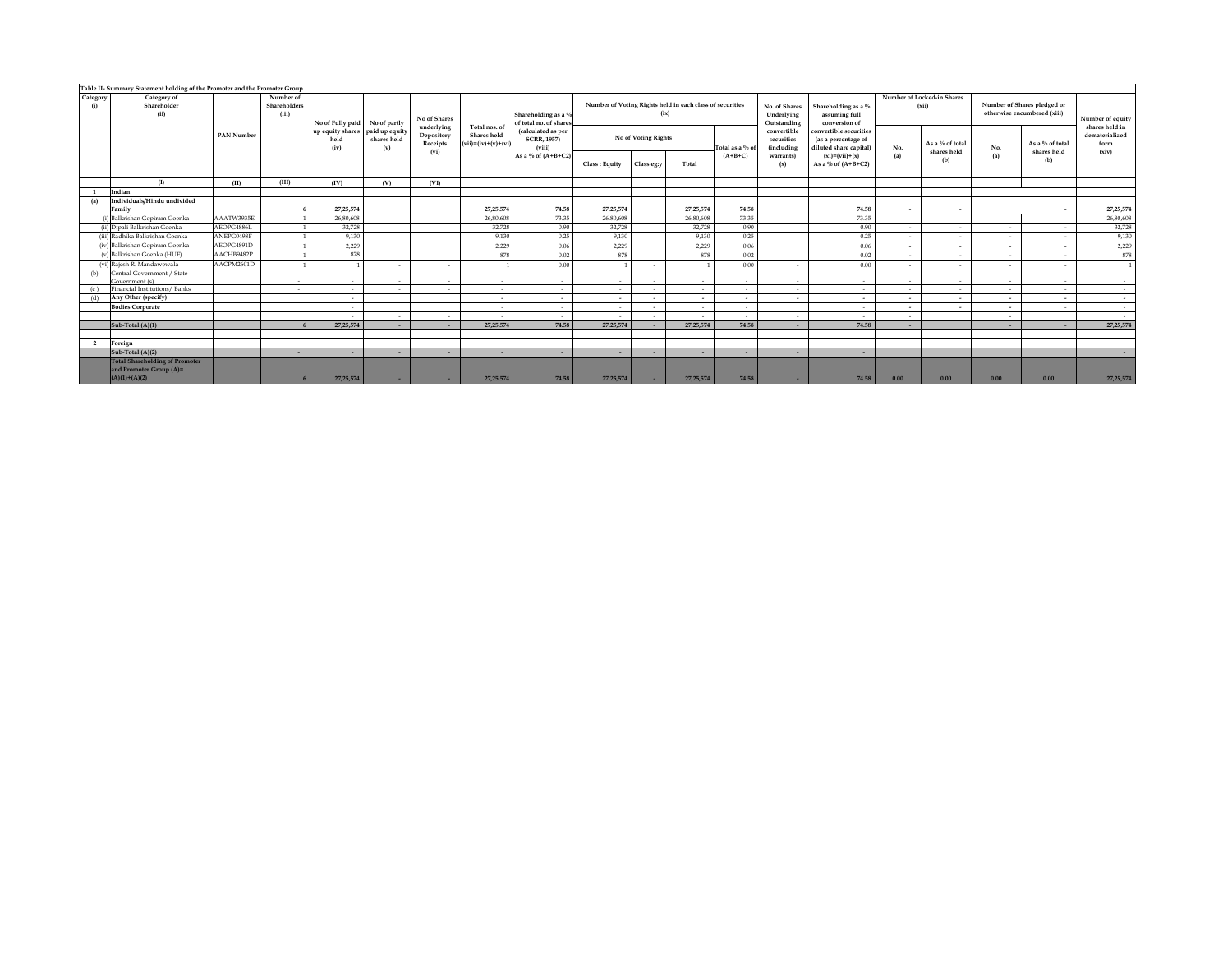Table II- Summary Statement holding of the Promoter and the Promoter Group

| Category (i) | Category of Shareholder (ii) | PAN Number | Number of Shareholders (iii) | No of Fully paid up equity shares held (iv) | No of partly paid up equity shares held (v) | No of Shares underlying Depository Receipts (vi) | Total nos. of Shares held (vii)=(iv)+(v)+(vi) | Shareholding as a % of total no. of shares (calculated as per SCRR, 1957) (viii) As a % of (A+B+C2) | Number of Voting Rights held in each class of securities (ix) | | | | No. of Shares Underlying Outstanding convertible securities (including warrants) (x) | Shareholding as a % assuming full conversion of convertible securities (as a percentage of diluted share capital) (xi)=(vii)+(x) As a % of (A+B+C2) | Number of Locked-in Shares (xii) | | Number of Shares pledged or otherwise encumbered (xiii) | | Number of equity shares held in dematerialized form (xiv) |
|---|---|---|---|---|---|---|---|---|---|---|---|---|---|---|---|---|---|---|---|
| | | | | | | | | | No of Voting Rights | | | Total as a % of (A+B+C) | | | No. (a) | As a % of total shares held (b) | No. (a) | As a % of total shares held (b) | |
| | | | | | | | | | Class : Equity | Class egy | Total | | | | | | | | |
| | (I) | (II) | (III) | (IV) | (V) | (VI) | | | | | | | | | | | | | |
| 1 | Indian | | | | | | | | | | | | | | | | | | |
| (a) | Individuals/Hindu undivided Family | | 6 | 27,25,574 | | | 27,25,574 | 74.58 | 27,25,574 | | 27,25,574 | 74.58 | | 74.58 | - | - | | - | 27,25,574 |
| | (i) Balkrishan Gopiram Goenka | AAATW3935E | 1 | 26,80,608 | | | 26,80,608 | 73.35 | 26,80,608 | | 26,80,608 | 73.35 | | 73.35 | | | | | 26,80,608 |
| | (ii) Dipali Balkrishan Goenka | AEOPG4886L | 1 | 32,728 | | | 32,728 | 0.90 | 32,728 | | 32,728 | 0.90 | | 0.90 | - | - | - | - | 32,728 |
| | (iii) Radhika Balkrishan Goenka | ANEPG0498F | 1 | 9,130 | | | 9,130 | 0.25 | 9,130 | | 9,130 | 0.25 | | 0.25 | - | - | - | - | 9,130 |
| | (iv) Balkrishan Gopiram Goenka | AEOPG4891D | 1 | 2,229 | | | 2,229 | 0.06 | 2,229 | | 2,229 | 0.06 | | 0.06 | - | - | - | - | 2,229 |
| | (v) Balkrishan Goenka (HUF) | AACHB9482P | 1 | 878 | | | 878 | 0.02 | 878 | | 878 | 0.02 | | 0.02 | - | - | - | - | 878 |
| | (vi) Rajesh R. Mandawewala | AACPM2601D | 1 | 1 | - | - | 1 | 0.00 | 1 | - | 1 | 0.00 | - | 0.00 | - | - | - | - | 1 |
| (b) | Central Government / State Government (s) | | - | - | - | - | - | - | - | - | - | - | - | - | - | - | - | - | - |
| (c ) | Financial Institutions/ Banks | | - | - | - | - | - | - | - | - | - | - | - | - | - | - | - | - | - |
| (d) | Any Other (specify) | | | - | | | - | - | - | - | - | - | - | - | - | - | - | - | - |
| | Bodies Corporate | | | - | | | - | - | - | - | - | - | | - | - | - | - | - | - |
| | | | | - | - | - | - | - | - | - | - | - | - | - | - | | - | | - |
| | Sub-Total (A)(1) | | 6 | 27,25,574 | - | - | 27,25,574 | 74.58 | 27,25,574 | - | 27,25,574 | 74.58 | - | 74.58 | - | | - | - | 27,25,574 |
| | | | | | | | | | | | | | | | | | | | |
| 2 | Foreign | | | | | | | | | | | | | | | | | | |
| | Sub-Total (A)(2) | | - | - | - | - | - | - | - | - | - | - | - | - | | | | | - |
| | Total Shareholding of Promoter and Promoter Group (A)= (A)(1)+(A)(2) | | 6 | 27,25,574 | - | - | 27,25,574 | 74.58 | 27,25,574 | - | 27,25,574 | 74.58 | - | 74.58 | 0.00 | 0.00 | 0.00 | 0.00 | 27,25,574 |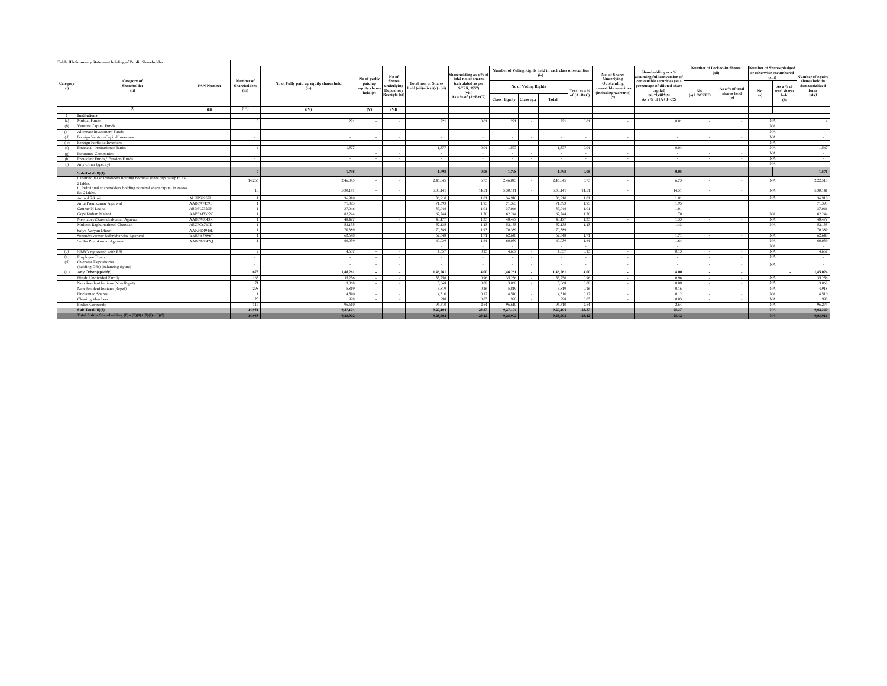Table III- Summary Statement holding of Public Shareholder

| Category (i) | Category of Shareholder (ii) | PAN Number | Number of Shareholders (iii) | No of Fully paid up equity shares held (iv) | No of partly paid up equity shares held (v) | No of Shares underlying Depository Receipts (vi) | Total nos. of Shares held (vii)=(iv)+(v)+(vi) | Shareholding as a % of total no. of shares (calculated as per SCRR, 1957) (viii) As a % of (A+B+C2) | Number of Voting Rights held in each class of securities (ix) | | | | No. of Shares Underlying Outstanding convertible securities (including warrants) (x) | Shareholding as a % assuming full conversion of convertible securities (as a percentage of diluted share capital) (xi)=(vii)+(x) As a % of (A+B+C2) | Number of Locked-in Shares (xii) | | Number of Shares pledged or otherwise encumbered (xiii) | | Number of equity shares held in dematerialized form (xiv) |
|---|---|---|---|---|---|---|---|---|---|---|---|---|---|---|---|---|---|---|---|
| | | | | | | | | | No of Voting Rights | | | Total as a % of (A+B+C) | | | No. (a) LOCKED | As a % of total shares held (b) | No. (a) | As a % of total shares held (b) | |
| | | | | | | | | | Class : Equity | Class egy | Total | | | | | | | | |
| | (I) | (II) | (III) | (IV) | (V) | (VI) | | | | | | | | | | | | | |
| 1 | Institutions | | | | | | | | | | | | | | | | | | |
| (a) | Mutual Funds | | 3 | 221 | - | - | 221 | 0.01 | 221 | - | 221 | 0.01 | - | 0.01 | - | - | NA | | 4 |
| (b) | Venture Capital Funds | | | - | - | - | - | - | - | - | - | - | - | - | - | - | NA | | - |
| (c) | Alternate Investment Funds | | - | - | - | - | - | - | - | - | - | - | - | - | - | - | NA | | - |
| (d) | Foreign Venture Capital Investors | | - | - | - | - | - | - | - | - | - | - | - | - | - | - | NA | | - |
| (e) | Foreign Portfolio Investors | | | | - | - | - | | | - | - | - | - | | - | - | NA | | |
| (f) | Financial Institutions/Banks | | 4 | 1,577 | - | - | 1,577 | 0.04 | 1,577 | - | 1,577 | 0.04 | - | 0.04 | - | - | NA | | 1,567 |
| (g) | Insurance Companies | | | | - | - | - | - | - | - | - | - | - | - | - | - | NA | | - |
| (h) | Provident Funds/ Pension Funds | | - | - | - | - | - | - | - | - | - | - | - | - | - | - | NA | | - |
| (i) | Any Other (specify) | | | | - | - | - | - | - | - | - | - | - | - | - | - | NA | | - |
| | Sub-Total (B)(1) | | 7 | 1,798 | - | - | 1,798 | 0.05 | 1,798 | - | 1,798 | 0.05 | - | 0.05 | - | - | | | 1,571 |
| | i. Individual shareholders holding nominal share capital up to Rs. 2 lakhs. | | 14,266 | 2,46,045 | - | - | 2,46,045 | 6.73 | 2,46,045 | - | 2,46,045 | 6.73 | - | 6.73 | - | - | NA | | 2,22,518 |
| | ii. Individual shareholders holding nominal share capital in excess Rs. 2 lakhs. | | 10 | 5,30,141 | - | - | 5,30,141 | 14.51 | 5,30,141 | - | 5,30,141 | 14.51 | - | 14.51 | - | - | NA | | 5,30,141 |
| | Anmol Sekhri | ALHPS9957L | 1 | 36,910 | | | 36,910 | 1.01 | 36,910 | | 36,910 | 1.01 | | 1.01 | | | NA | | 36,910 |
| | Anuj Premkumar Agarwal | AABPA7439E | 1 | 71,393 | | | 71,393 | 1.95 | 71,393 | | 71,393 | 1.95 | | 1.95 | | | | | 71,393 |
| | Gaurav N Lodha | ABDPL7329P | 1 | 37,046 | | | 37,046 | 1.01 | 37,046 | | 37,046 | 1.01 | | 1.01 | | | | | 37,046 |
| | Gopi Kishan Malani | AAPPM3322C | 1 | 62,244 | | | 62,244 | 1.70 | 62,244 | | 62,244 | 1.70 | | 1.70 | | | NA | | 62,244 |
| | Meenadevi Surendrakumar Agarwal | AABPA0543R | 1 | 48,477 | | - | 48,477 | 1.33 | 48,477 | - | 48,477 | 1.33 | - | 1.33 | - | - | NA | | 48,477 |
| | Mukesh Raghunathmal Chandan | AECPC6740D | 1 | 52,135 | | | 52,135 | 1.43 | 52,135 | | 52,135 | 1.43 | | 1.43 | - | - | NA | | 52,135 |
| | Satya Naryan Dhoot | AANPD4945L | 1 | 70,389 | | | 70,389 | 1.93 | 70,389 | | 70,389 | | | | | | | | 70,389 |
| | Surendrakumar Balkrishandas Agarwal | AABPA7889C | 1 | 62,648 | | | 62,648 | 1.71 | 62,648 | | 62,648 | 1.71 | | 1.71 | - | - | NA | | 62,648 |
| | Sudha Premkumar Agarwal | AABPA0542Q | 1 | 60,039 | | | 60,039 | 1.64 | 60,039 | | 60,039 | 1.64 | | 1.64 | - | - | NA | | 60,039 |
| | | | | | | | - | - | - | | - | - | | - | | | NA | | - |
| (b) | NBFCs registered with RBI | | 2 | 4,657 | - | - | 4,657 | 0.13 | 4,657 | - | 4,657 | 0.13 | - | 0.13 | - | - | NA | | 4,657 |
| (c) | Employee Trusts | | - | - | - | - | - | - | - | - | - | - | - | - | - | - | NA | | - |
| (d) | Overseas Depositories (holding DRs) (balancing figure) | | - | - | - | - | - | - | - | - | - | - | - | - | - | - | NA | | - |
| (e) | Any Other (specify) | | 673 | 1,46,261 | - | - | 1,46,261 | 4.00 | 1,46,261 | - | 1,46,261 | 4.00 | - | 4.00 | - | - | | - | 1,45,024 |
| | Hindu Undivided Family | | 163 | 35,256 | - | - | 35,256 | 0.96 | 35,256 | - | 35,256 | 0.96 | - | 0.96 | - | - | NA | | 35,256 |
| | Non Resident Indians (Non Repat) | | 71 | 3,068 | - | - | 3,068 | 0.08 | 3,068 | - | 3,068 | 0.08 | - | 0.08 | - | - | NA | | 3,068 |
| | Non Resident Indians (Repat) | | 298 | 5,819 | - | - | 5,819 | 0.16 | 5,819 | - | 5,819 | 0.16 | - | 0.16 | - | - | NA | | 4,918 |
| | Unclaimed Shares | | 1 | 4,510 | - | - | 4,510 | 0.12 | 4,510 | - | 4,510 | 0.12 | - | 0.12 | - | - | NA | | 4,510 |
| | Clearing Members | | 23 | 998 | - | - | 998 | 0.03 | 998 | - | 998 | 0.03 | - | 0.03 | - | - | NA | | 998 |
| | Bodies Corporate | | 117 | 96,610 | - | - | 96,610 | 2.64 | 96,610 | - | 96,610 | 2.64 | - | 2.64 | - | - | NA | | 96,274 |
| | Sub-Total (B)(3) | | 14,951 | 9,27,104 | - | - | 9,27,104 | 25.37 | 9,27,104 | - | 9,27,104 | 25.37 | - | 25.37 | - | - | NA | | 9,02,340 |
| | Total Public Shareholding (B)= (B)(1)+(B)(2)+(B)(3) | | 14,958 | 9,28,902 | - | - | 9,28,902 | 25.42 | 9,28,902 | - | 9,28,902 | 25.42 | - | 25.42 | - | - | NA | | 9,03,911 |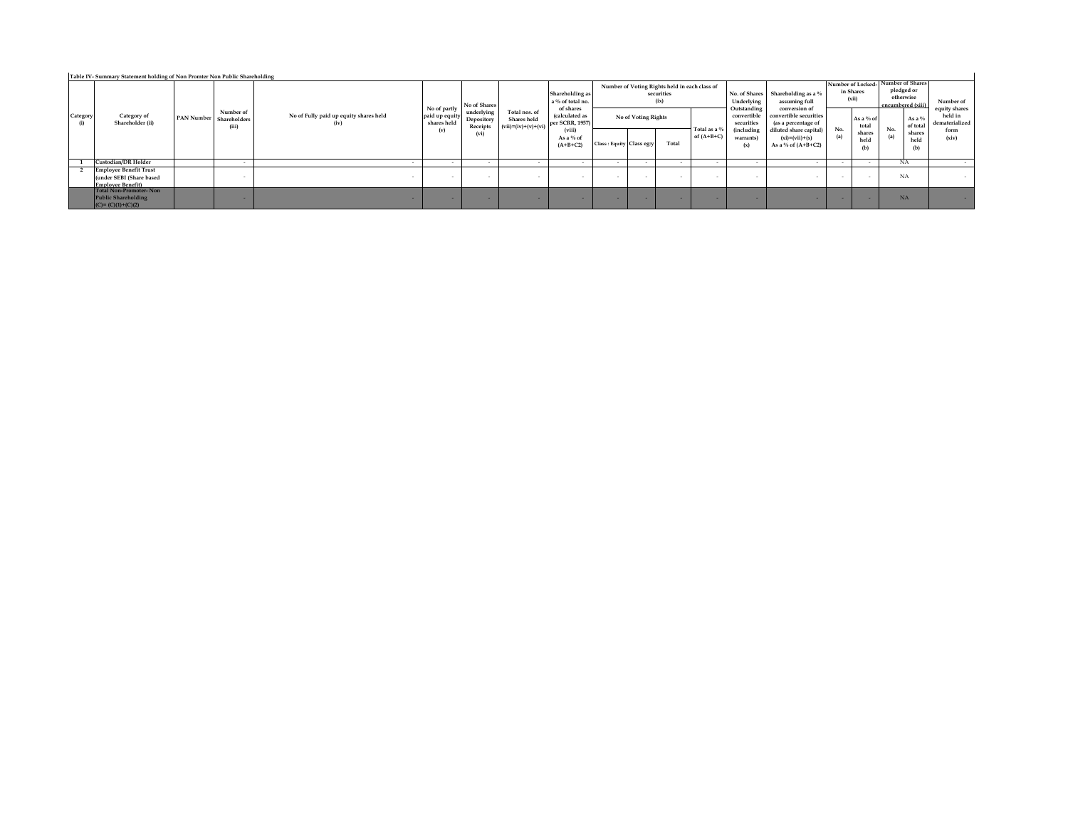Table IV- Summary Statement holding of Non Promter Non Public Shareholding

| Category (i) | Category of Shareholder (ii) | PAN Number | Number of Shareholders (iii) | No of Fully paid up equity shares held (iv) | No of partly paid up equity shares held (v) | No of Shares underlying Depository Receipts (vi) | Total nos. of Shares held (vii)=(iv)+(v)+(vi) | Shareholding as a % of total no. of shares (calculated as per SCRR, 1957) (viii) As a % of (A+B+C2) | Number of Voting Rights held in each class of securities (ix) | | | | No. of Shares Underlying Outstanding convertible securities (including warrants) (x) | Shareholding as a % assuming full conversion of convertible securities (as a percentage of diluted share capital) (xi)=(vii)+(x) As a % of (A+B+C2) | Number of Locked-in Shares (xii) | | Number of Shares pledged or otherwise encumbered (xiii) | | Number of equity shares held in dematerialized form (xiv) |
|---|---|---|---|---|---|---|---|---|---|---|---|---|---|---|---|---|---|---|---|
| | | | | | | | | | No of Voting Rights | | | Total as a % of (A+B+C) | | | No. (a) | As a % of total shares held (b) | No. (a) | As a % of total shares held (b) | |
| | | | | | | | | | Class : Equity | Class eg:y | Total | | | | | | | | |
| 1 | Custodian/DR Holder | | - | - | - | - | - | - | - | - | - | - | - | - | - | - | NA | | - |
| 2 | Employee Benefit Trust (under SEBI (Share based Employee Benefit) | | - | - | - | - | - | - | - | - | - | - | - | - | - | - | NA | | - |
| | Total Non-Promoter- Non Public Shareholding (C)= (C)(1)+(C)(2) | | - | - | - | - | - | - | - | - | - | - | - | - | - | - | NA | | - |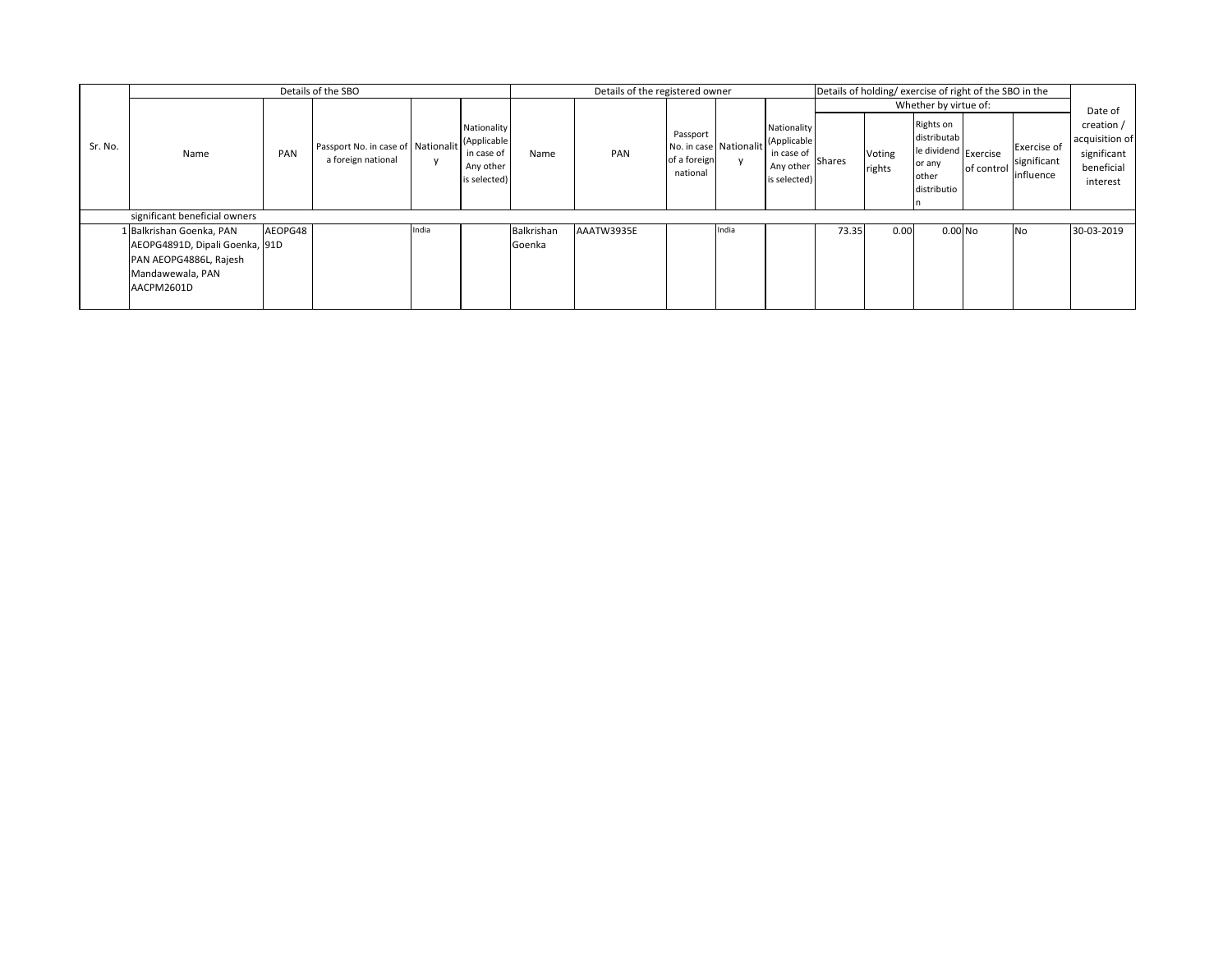| Sr. No. | Details of the SBO | | | | | Details of the registered owner | | | | | Details of holding/ exercise of right of the SBO in the | | | | | Date of creation / acquisition of significant beneficial interest |
|---|---|---|---|---|---|---|---|---|---|---|---|---|---|---|---|---|
| | | | | | | | | | | | Whether by virtue of: | | | | | |
| | Name | PAN | Passport No. in case of a foreign national | Nationality | Nationality (Applicable in case of Any other is selected) | Name | PAN | Passport No. in case of a foreign national | Nationality | Nationality (Applicable in case of Any other is selected) | Shares | Voting rights | Rights on distributable dividend or any other distribution | Exercise of control | Exercise of significant influence | |
| | significant beneficial owners | | | | | | | | | | | | | | | |
| 1 | Balkrishan Goenka, PAN AEOPG4891D, Dipali Goenka, PAN AEOPG4886L, Rajesh Mandawewala, PAN AACPM2601D | AEOPG4891D | | India | | Balkrishan Goenka | AAATW3935E | | India | | 73.35 | 0.00 | 0.00 | No | No | 30-03-2019 |